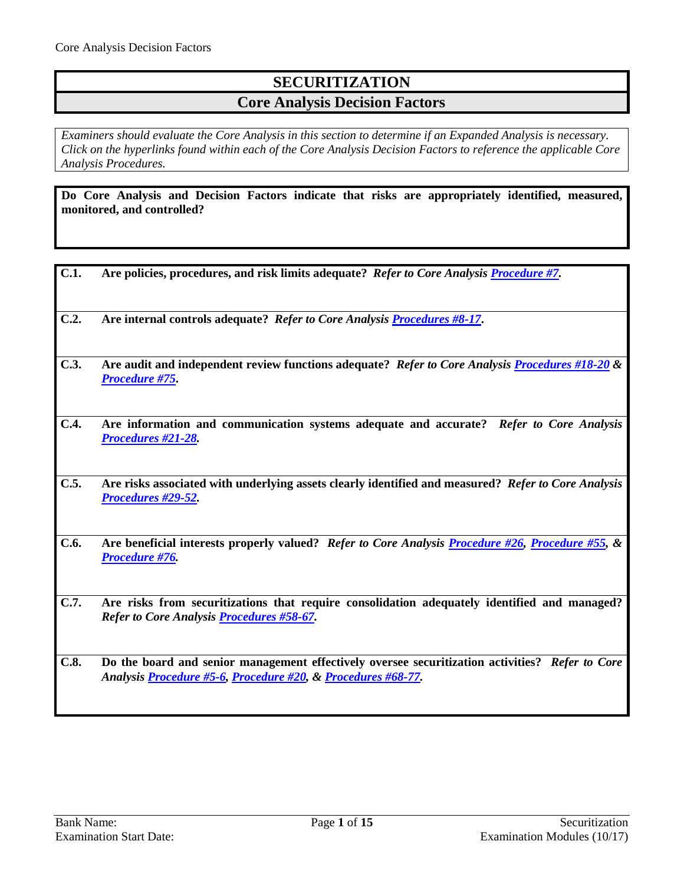# SECURITIZATION

## Core Analysis Decision Factors

*Examiners should evaluate the Core Analysis in this section to determine if an Expanded Analysis is necessary. Click on the hyperlinks found within each of the Core Analysis Decision Factors to reference the applicable Core Analysis Procedures.*

**Do Core Analysis and Decision Factors indicate that risks are appropriately identified, measured, monitored, and controlled?**

**C.1.** **Are policies, procedures, and risk limits adequate?** ***Refer to Core Analysis Procedure #7.***

**C.2.** **Are internal controls adequate?** ***Refer to Core Analysis Procedures #8-17.***

**C.3.** **Are audit and independent review functions adequate?** ***Refer to Core Analysis Procedures #18-20 & Procedure #75.***

**C.4.** **Are information and communication systems adequate and accurate?** ***Refer to Core Analysis Procedures #21-28.***

**C.5.** **Are risks associated with underlying assets clearly identified and measured?** ***Refer to Core Analysis Procedures #29-52.***

**C.6.** **Are beneficial interests properly valued?** ***Refer to Core Analysis Procedure #26, Procedure #55, & Procedure #76.***

**C.7.** **Are risks from securitizations that require consolidation adequately identified and managed?** ***Refer to Core Analysis Procedures #58-67.***

**C.8.** **Do the board and senior management effectively oversee securitization activities?** ***Refer to Core Analysis Procedure #5-6, Procedure #20, & Procedures #68-77.***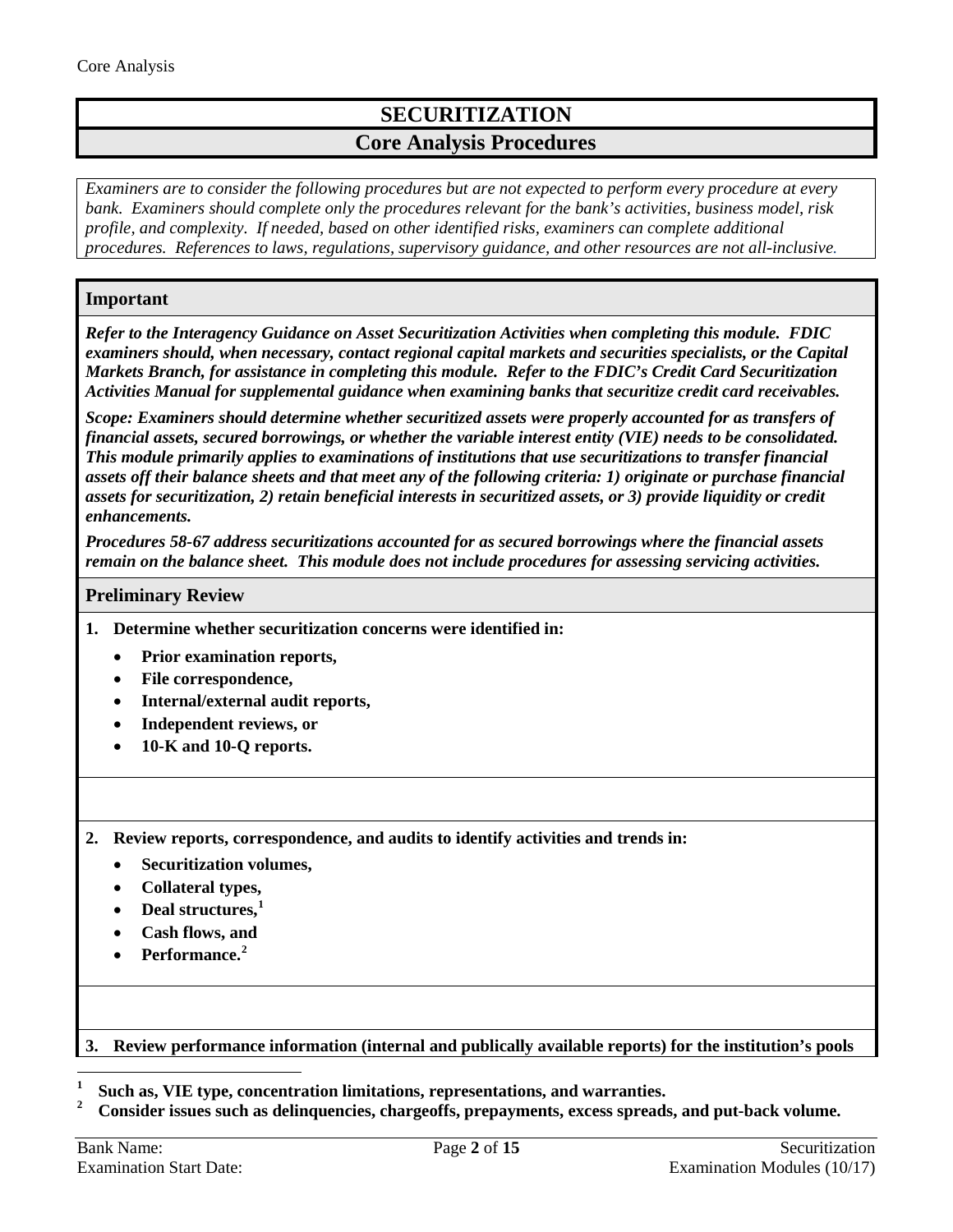# SECURITIZATION

## Core Analysis Procedures

*Examiners are to consider the following procedures but are not expected to perform every procedure at every bank. Examiners should complete only the procedures relevant for the bank's activities, business model, risk profile, and complexity. If needed, based on other identified risks, examiners can complete additional procedures. References to laws, regulations, supervisory guidance, and other resources are not all-inclusive.*

### Important

***Refer to the Interagency Guidance on Asset Securitization Activities when completing this module. FDIC examiners should, when necessary, contact regional capital markets and securities specialists, or the Capital Markets Branch, for assistance in completing this module. Refer to the FDIC's Credit Card Securitization Activities Manual for supplemental guidance when examining banks that securitize credit card receivables.***

***Scope: Examiners should determine whether securitized assets were properly accounted for as transfers of financial assets, secured borrowings, or whether the variable interest entity (VIE) needs to be consolidated. This module primarily applies to examinations of institutions that use securitizations to transfer financial assets off their balance sheets and that meet any of the following criteria: 1) originate or purchase financial assets for securitization, 2) retain beneficial interests in securitized assets, or 3) provide liquidity or credit enhancements.***

***Procedures 58-67 address securitizations accounted for as secured borrowings where the financial assets remain on the balance sheet. This module does not include procedures for assessing servicing activities.***

### Preliminary Review

**1. Determine whether securitization concerns were identified in:**

- **Prior examination reports,**
- **File correspondence,**
- **Internal/external audit reports,**
- **Independent reviews, or**
- **10-K and 10-Q reports.**

**2. Review reports, correspondence, and audits to identify activities and trends in:**

- **Securitization volumes,**
- **Collateral types,**
- **Deal structures,[1]**
- **Cash flows, and**
- **Performance.[2]**

**3. Review performance information (internal and publically available reports) for the institution's pools**

---

[1] **Such as, VIE type, concentration limitations, representations, and warranties.**

[2] **Consider issues such as delinquencies, chargeoffs, prepayments, excess spreads, and put-back volume.**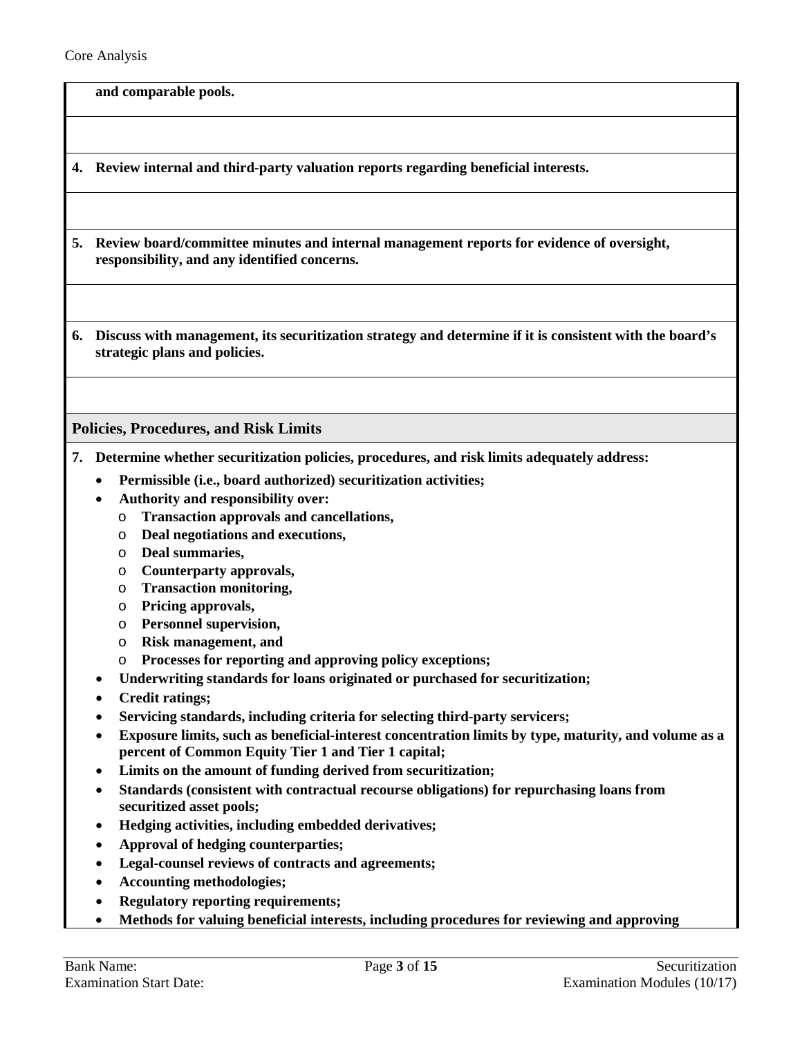**and comparable pools.**

**4. Review internal and third-party valuation reports regarding beneficial interests.**

**5. Review board/committee minutes and internal management reports for evidence of oversight, responsibility, and any identified concerns.**

**6. Discuss with management, its securitization strategy and determine if it is consistent with the board's strategic plans and policies.**

## Policies, Procedures, and Risk Limits

**7. Determine whether securitization policies, procedures, and risk limits adequately address:**

- **Permissible (i.e., board authorized) securitization activities;**
- **Authority and responsibility over:**
  - **Transaction approvals and cancellations,**
  - **Deal negotiations and executions,**
  - **Deal summaries,**
  - **Counterparty approvals,**
  - **Transaction monitoring,**
  - **Pricing approvals,**
  - **Personnel supervision,**
  - **Risk management, and**
  - **Processes for reporting and approving policy exceptions;**
- **Underwriting standards for loans originated or purchased for securitization;**
- **Credit ratings;**
- **Servicing standards, including criteria for selecting third-party servicers;**
- **Exposure limits, such as beneficial-interest concentration limits by type, maturity, and volume as a percent of Common Equity Tier 1 and Tier 1 capital;**
- **Limits on the amount of funding derived from securitization;**
- **Standards (consistent with contractual recourse obligations) for repurchasing loans from securitized asset pools;**
- **Hedging activities, including embedded derivatives;**
- **Approval of hedging counterparties;**
- **Legal-counsel reviews of contracts and agreements;**
- **Accounting methodologies;**
- **Regulatory reporting requirements;**
- **Methods for valuing beneficial interests, including procedures for reviewing and approving**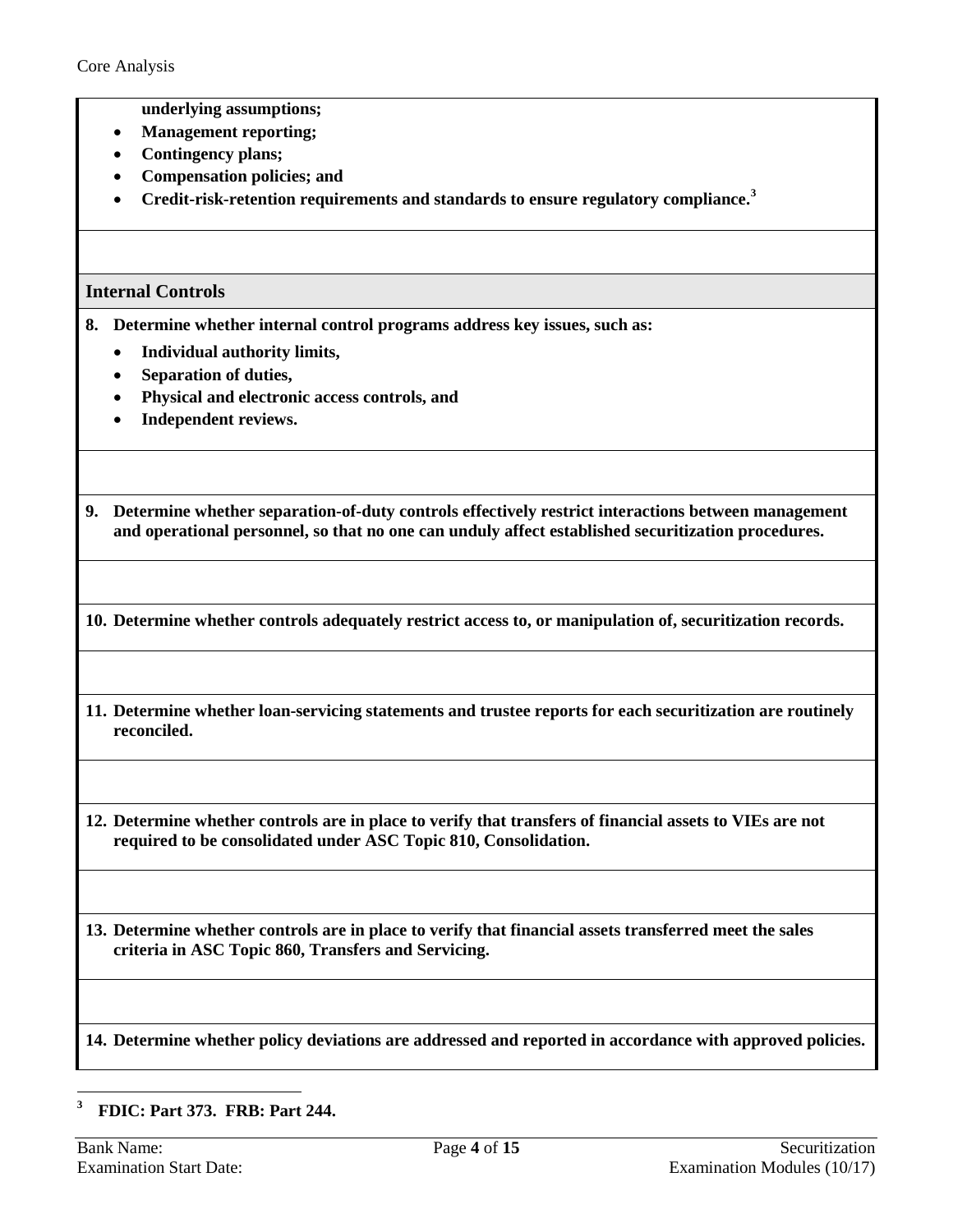- **underlying assumptions;**
- **Management reporting;**
- **Contingency plans;**
- **Compensation policies; and**
- **Credit-risk-retention requirements and standards to ensure regulatory compliance.[3]**

## Internal Controls

**8. Determine whether internal control programs address key issues, such as:**

- **Individual authority limits,**
- **Separation of duties,**
- **Physical and electronic access controls, and**
- **Independent reviews.**

**9. Determine whether separation-of-duty controls effectively restrict interactions between management and operational personnel, so that no one can unduly affect established securitization procedures.**

**10. Determine whether controls adequately restrict access to, or manipulation of, securitization records.**

**11. Determine whether loan-servicing statements and trustee reports for each securitization are routinely reconciled.**

**12. Determine whether controls are in place to verify that transfers of financial assets to VIEs are not required to be consolidated under ASC Topic 810, Consolidation.**

**13. Determine whether controls are in place to verify that financial assets transferred meet the sales criteria in ASC Topic 860, Transfers and Servicing.**

**14. Determine whether policy deviations are addressed and reported in accordance with approved policies.**

---

[3] **FDIC: Part 373. FRB: Part 244.**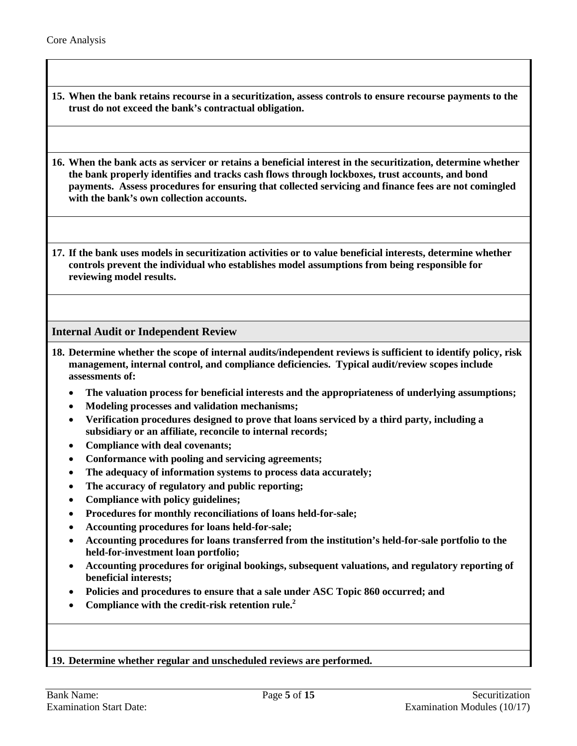**15. When the bank retains recourse in a securitization, assess controls to ensure recourse payments to the trust do not exceed the bank's contractual obligation.**

**16. When the bank acts as servicer or retains a beneficial interest in the securitization, determine whether the bank properly identifies and tracks cash flows through lockboxes, trust accounts, and bond payments. Assess procedures for ensuring that collected servicing and finance fees are not comingled with the bank's own collection accounts.**

**17. If the bank uses models in securitization activities or to value beneficial interests, determine whether controls prevent the individual who establishes model assumptions from being responsible for reviewing model results.**

## Internal Audit or Independent Review

**18. Determine whether the scope of internal audits/independent reviews is sufficient to identify policy, risk management, internal control, and compliance deficiencies. Typical audit/review scopes include assessments of:**

- **The valuation process for beneficial interests and the appropriateness of underlying assumptions;**
- **Modeling processes and validation mechanisms;**
- **Verification procedures designed to prove that loans serviced by a third party, including a subsidiary or an affiliate, reconcile to internal records;**
- **Compliance with deal covenants;**
- **Conformance with pooling and servicing agreements;**
- **The adequacy of information systems to process data accurately;**
- **The accuracy of regulatory and public reporting;**
- **Compliance with policy guidelines;**
- **Procedures for monthly reconciliations of loans held-for-sale;**
- **Accounting procedures for loans held-for-sale;**
- **Accounting procedures for loans transferred from the institution's held-for-sale portfolio to the held-for-investment loan portfolio;**
- **Accounting procedures for original bookings, subsequent valuations, and regulatory reporting of beneficial interests;**
- **Policies and procedures to ensure that a sale under ASC Topic 860 occurred; and**
- **Compliance with the credit-risk retention rule.[2]**

**19. Determine whether regular and unscheduled reviews are performed.**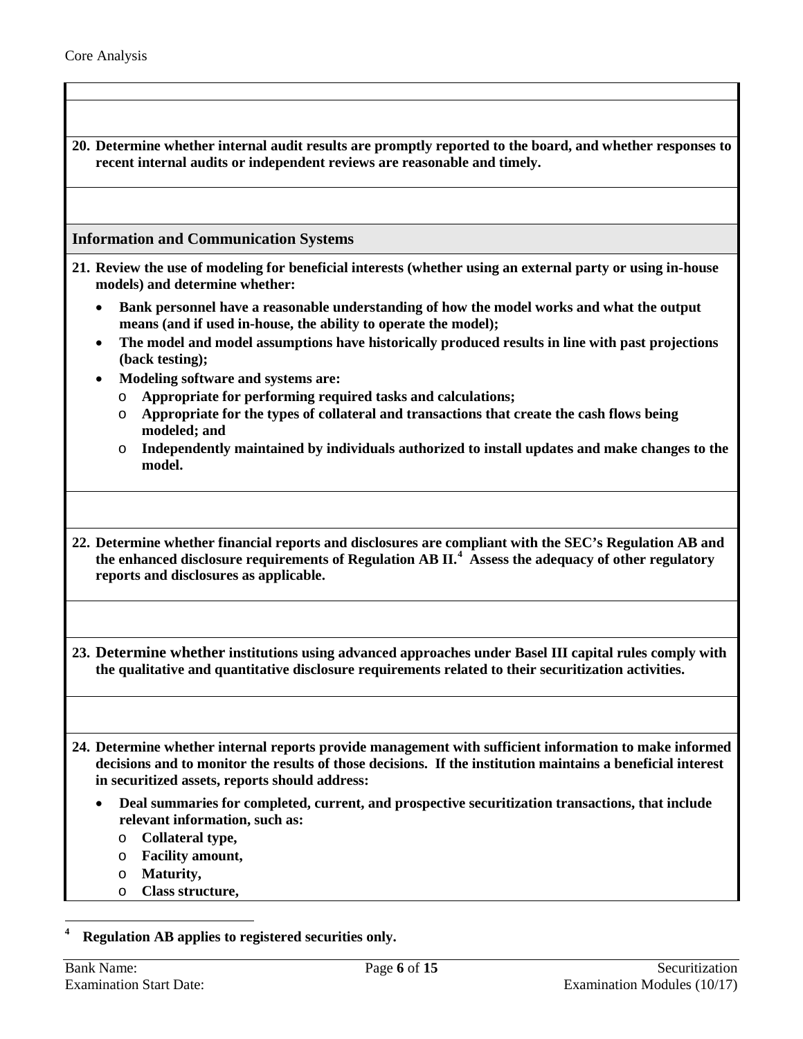**20. Determine whether internal audit results are promptly reported to the board, and whether responses to recent internal audits or independent reviews are reasonable and timely.**

### Information and Communication Systems

**21. Review the use of modeling for beneficial interests (whether using an external party or using in-house models) and determine whether:**

- **Bank personnel have a reasonable understanding of how the model works and what the output means (and if used in-house, the ability to operate the model);**
- **The model and model assumptions have historically produced results in line with past projections (back testing);**
- **Modeling software and systems are:**
  - **Appropriate for performing required tasks and calculations;**
  - **Appropriate for the types of collateral and transactions that create the cash flows being modeled; and**
  - **Independently maintained by individuals authorized to install updates and make changes to the model.**

**22. Determine whether financial reports and disclosures are compliant with the SEC's Regulation AB and the enhanced disclosure requirements of Regulation AB II.[4] Assess the adequacy of other regulatory reports and disclosures as applicable.**

**23. Determine whether institutions using advanced approaches under Basel III capital rules comply with the qualitative and quantitative disclosure requirements related to their securitization activities.**

**24. Determine whether internal reports provide management with sufficient information to make informed decisions and to monitor the results of those decisions. If the institution maintains a beneficial interest in securitized assets, reports should address:**

- **Deal summaries for completed, current, and prospective securitization transactions, that include relevant information, such as:**
  - **Collateral type,**
  - **Facility amount,**
  - **Maturity,**
  - **Class structure,**

[4] **Regulation AB applies to registered securities only.**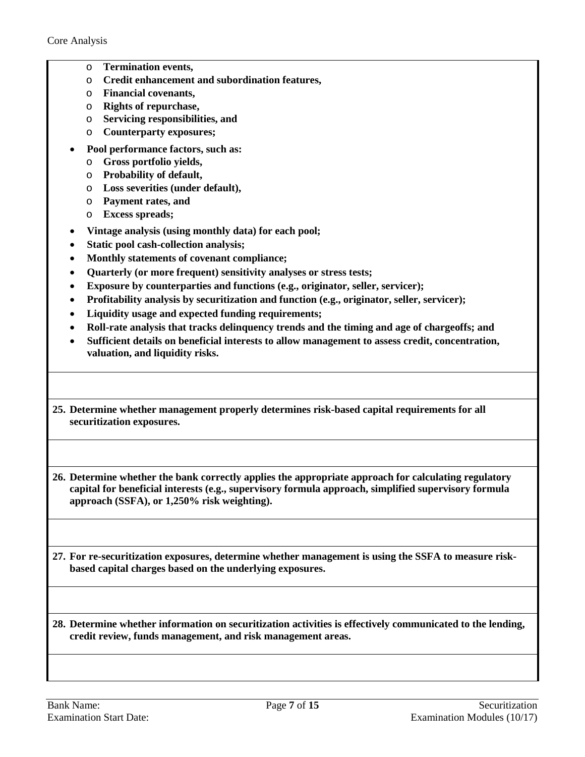- **Termination events,**
- **Credit enhancement and subordination features,**
- **Financial covenants,**
- **Rights of repurchase,**
- **Servicing responsibilities, and**
- **Counterparty exposures;**

- **Pool performance factors, such as:**
  - **Gross portfolio yields,**
  - **Probability of default,**
  - **Loss severities (under default),**
  - **Payment rates, and**
  - **Excess spreads;**
- **Vintage analysis (using monthly data) for each pool;**
- **Static pool cash-collection analysis;**
- **Monthly statements of covenant compliance;**
- **Quarterly (or more frequent) sensitivity analyses or stress tests;**
- **Exposure by counterparties and functions (e.g., originator, seller, servicer);**
- **Profitability analysis by securitization and function (e.g., originator, seller, servicer);**
- **Liquidity usage and expected funding requirements;**
- **Roll-rate analysis that tracks delinquency trends and the timing and age of chargeoffs; and**
- **Sufficient details on beneficial interests to allow management to assess credit, concentration, valuation, and liquidity risks.**

**25. Determine whether management properly determines risk-based capital requirements for all securitization exposures.**

**26. Determine whether the bank correctly applies the appropriate approach for calculating regulatory capital for beneficial interests (e.g., supervisory formula approach, simplified supervisory formula approach (SSFA), or 1,250% risk weighting).**

**27. For re-securitization exposures, determine whether management is using the SSFA to measure risk-based capital charges based on the underlying exposures.**

**28. Determine whether information on securitization activities is effectively communicated to the lending, credit review, funds management, and risk management areas.**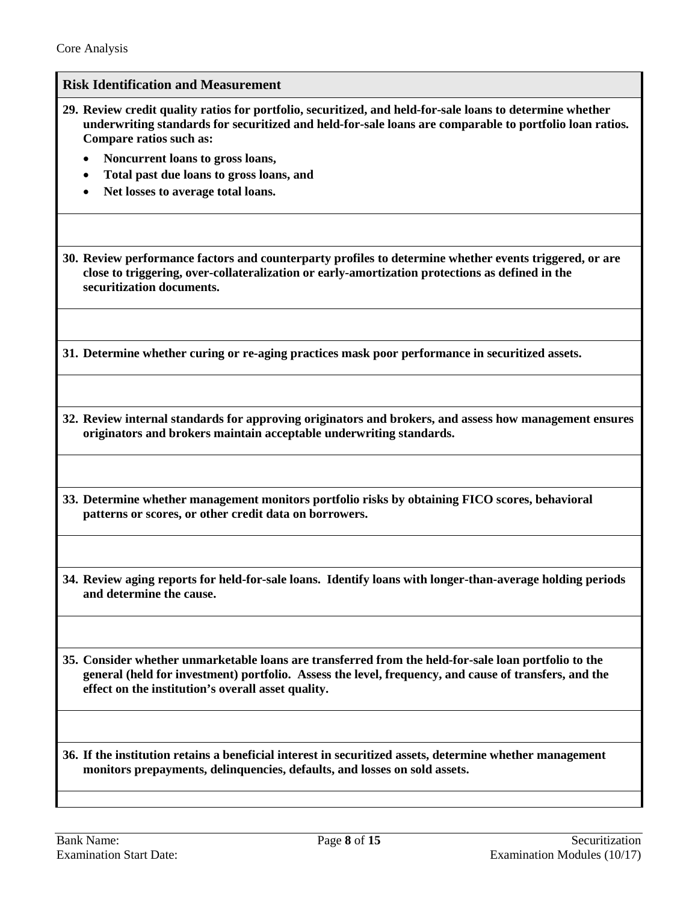Core Analysis

## Risk Identification and Measurement

**29. Review credit quality ratios for portfolio, securitized, and held-for-sale loans to determine whether underwriting standards for securitized and held-for-sale loans are comparable to portfolio loan ratios. Compare ratios such as:**

- **Noncurrent loans to gross loans,**
- **Total past due loans to gross loans, and**
- **Net losses to average total loans.**

**30. Review performance factors and counterparty profiles to determine whether events triggered, or are close to triggering, over-collateralization or early-amortization protections as defined in the securitization documents.**

**31. Determine whether curing or re-aging practices mask poor performance in securitized assets.**

**32. Review internal standards for approving originators and brokers, and assess how management ensures originators and brokers maintain acceptable underwriting standards.**

**33. Determine whether management monitors portfolio risks by obtaining FICO scores, behavioral patterns or scores, or other credit data on borrowers.**

**34. Review aging reports for held-for-sale loans. Identify loans with longer-than-average holding periods and determine the cause.**

**35. Consider whether unmarketable loans are transferred from the held-for-sale loan portfolio to the general (held for investment) portfolio. Assess the level, frequency, and cause of transfers, and the effect on the institution's overall asset quality.**

**36. If the institution retains a beneficial interest in securitized assets, determine whether management monitors prepayments, delinquencies, defaults, and losses on sold assets.**

Bank Name:
Examination Start Date: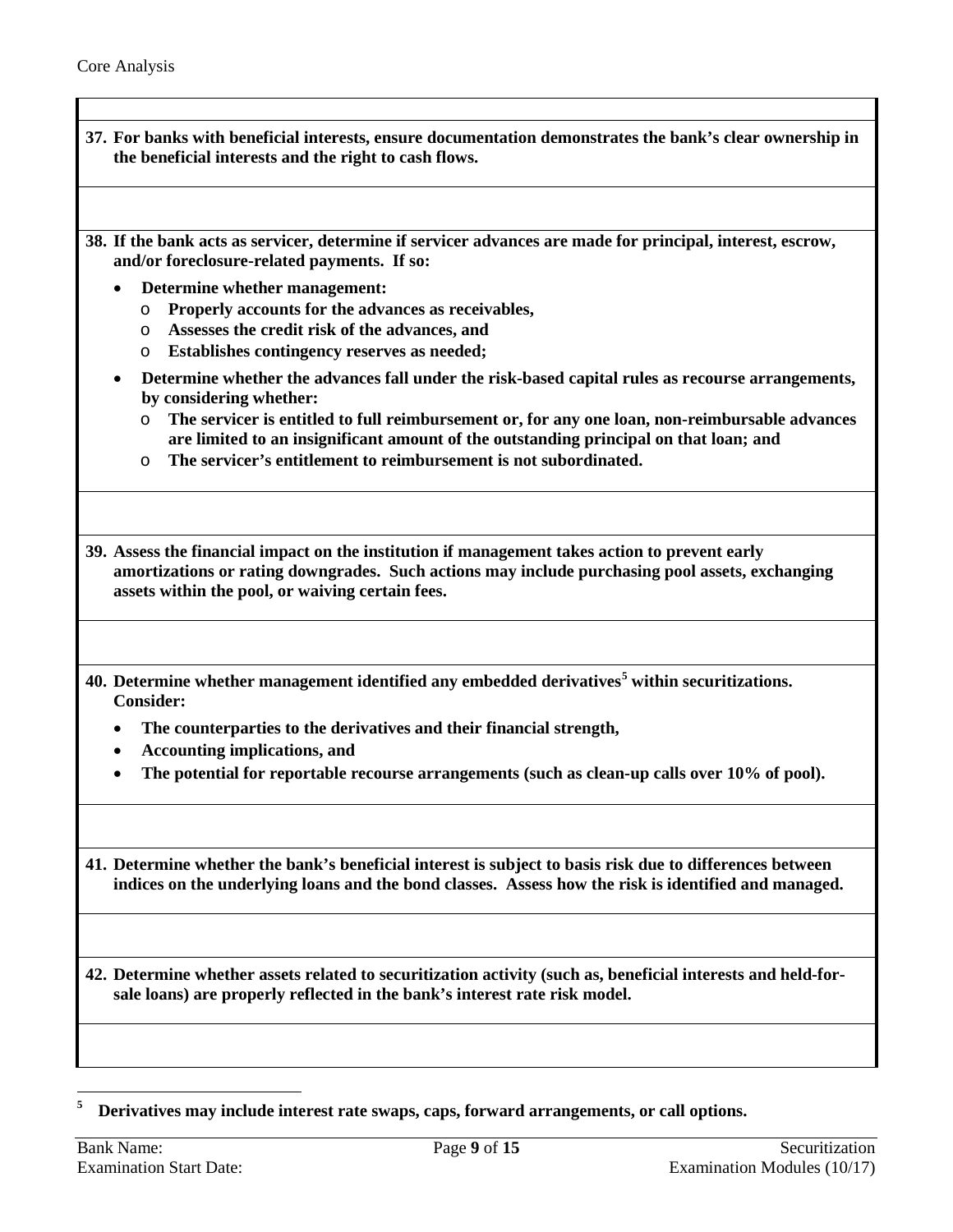**37. For banks with beneficial interests, ensure documentation demonstrates the bank's clear ownership in the beneficial interests and the right to cash flows.**

**38. If the bank acts as servicer, determine if servicer advances are made for principal, interest, escrow, and/or foreclosure-related payments. If so:**

- **Determine whether management:**
  - **Properly accounts for the advances as receivables,**
  - **Assesses the credit risk of the advances, and**
  - **Establishes contingency reserves as needed;**
- **Determine whether the advances fall under the risk-based capital rules as recourse arrangements, by considering whether:**
  - **The servicer is entitled to full reimbursement or, for any one loan, non-reimbursable advances are limited to an insignificant amount of the outstanding principal on that loan; and**
  - **The servicer's entitlement to reimbursement is not subordinated.**

**39. Assess the financial impact on the institution if management takes action to prevent early amortizations or rating downgrades. Such actions may include purchasing pool assets, exchanging assets within the pool, or waiving certain fees.**

**40. Determine whether management identified any embedded derivatives[5] within securitizations. Consider:**

- **The counterparties to the derivatives and their financial strength,**
- **Accounting implications, and**
- **The potential for reportable recourse arrangements (such as clean-up calls over 10% of pool).**

**41. Determine whether the bank's beneficial interest is subject to basis risk due to differences between indices on the underlying loans and the bond classes. Assess how the risk is identified and managed.**

**42. Determine whether assets related to securitization activity (such as, beneficial interests and held-for-sale loans) are properly reflected in the bank's interest rate risk model.**

---

[5] **Derivatives may include interest rate swaps, caps, forward arrangements, or call options.**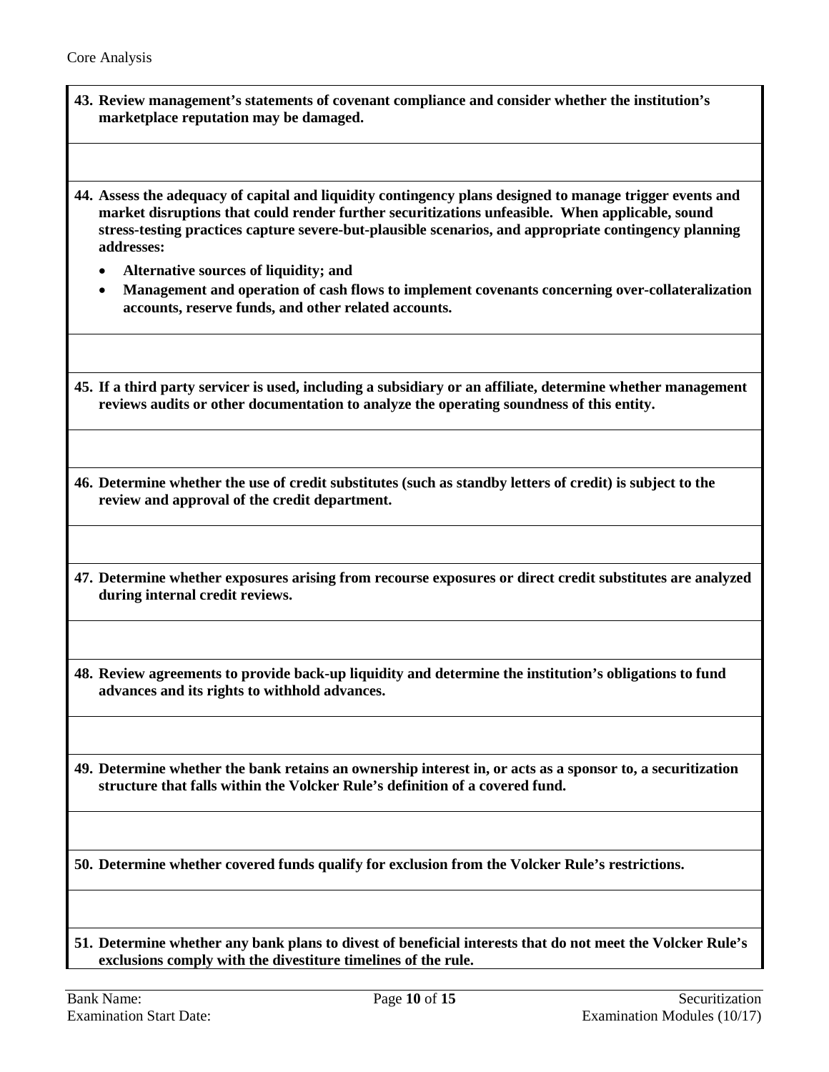**43. Review management's statements of covenant compliance and consider whether the institution's marketplace reputation may be damaged.**

**44. Assess the adequacy of capital and liquidity contingency plans designed to manage trigger events and market disruptions that could render further securitizations unfeasible. When applicable, sound stress-testing practices capture severe-but-plausible scenarios, and appropriate contingency planning addresses:**

- **Alternative sources of liquidity; and**
- **Management and operation of cash flows to implement covenants concerning over-collateralization accounts, reserve funds, and other related accounts.**

**45. If a third party servicer is used, including a subsidiary or an affiliate, determine whether management reviews audits or other documentation to analyze the operating soundness of this entity.**

**46. Determine whether the use of credit substitutes (such as standby letters of credit) is subject to the review and approval of the credit department.**

**47. Determine whether exposures arising from recourse exposures or direct credit substitutes are analyzed during internal credit reviews.**

**48. Review agreements to provide back-up liquidity and determine the institution's obligations to fund advances and its rights to withhold advances.**

**49. Determine whether the bank retains an ownership interest in, or acts as a sponsor to, a securitization structure that falls within the Volcker Rule's definition of a covered fund.**

**50. Determine whether covered funds qualify for exclusion from the Volcker Rule's restrictions.**

**51. Determine whether any bank plans to divest of beneficial interests that do not meet the Volcker Rule's exclusions comply with the divestiture timelines of the rule.**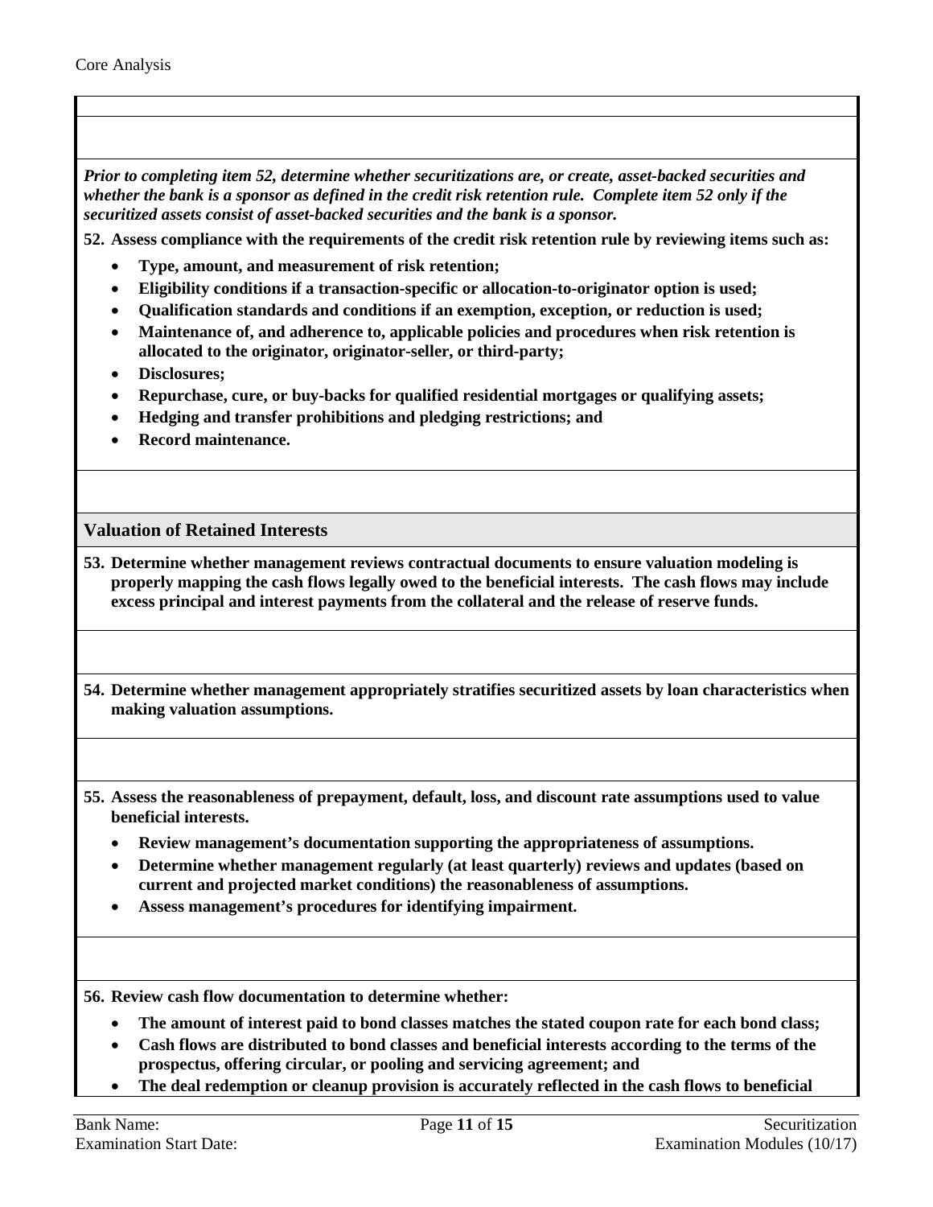*Prior to completing item 52, determine whether securitizations are, or create, asset-backed securities and whether the bank is a sponsor as defined in the credit risk retention rule. Complete item 52 only if the securitized assets consist of asset-backed securities and the bank is a sponsor.*

**52. Assess compliance with the requirements of the credit risk retention rule by reviewing items such as:**

- **Type, amount, and measurement of risk retention;**
- **Eligibility conditions if a transaction-specific or allocation-to-originator option is used;**
- **Qualification standards and conditions if an exemption, exception, or reduction is used;**
- **Maintenance of, and adherence to, applicable policies and procedures when risk retention is allocated to the originator, originator-seller, or third-party;**
- **Disclosures;**
- **Repurchase, cure, or buy-backs for qualified residential mortgages or qualifying assets;**
- **Hedging and transfer prohibitions and pledging restrictions; and**
- **Record maintenance.**

## Valuation of Retained Interests

**53. Determine whether management reviews contractual documents to ensure valuation modeling is properly mapping the cash flows legally owed to the beneficial interests. The cash flows may include excess principal and interest payments from the collateral and the release of reserve funds.**

**54. Determine whether management appropriately stratifies securitized assets by loan characteristics when making valuation assumptions.**

**55. Assess the reasonableness of prepayment, default, loss, and discount rate assumptions used to value beneficial interests.**

- **Review management's documentation supporting the appropriateness of assumptions.**
- **Determine whether management regularly (at least quarterly) reviews and updates (based on current and projected market conditions) the reasonableness of assumptions.**
- **Assess management's procedures for identifying impairment.**

**56. Review cash flow documentation to determine whether:**

- **The amount of interest paid to bond classes matches the stated coupon rate for each bond class;**
- **Cash flows are distributed to bond classes and beneficial interests according to the terms of the prospectus, offering circular, or pooling and servicing agreement; and**
- **The deal redemption or cleanup provision is accurately reflected in the cash flows to beneficial**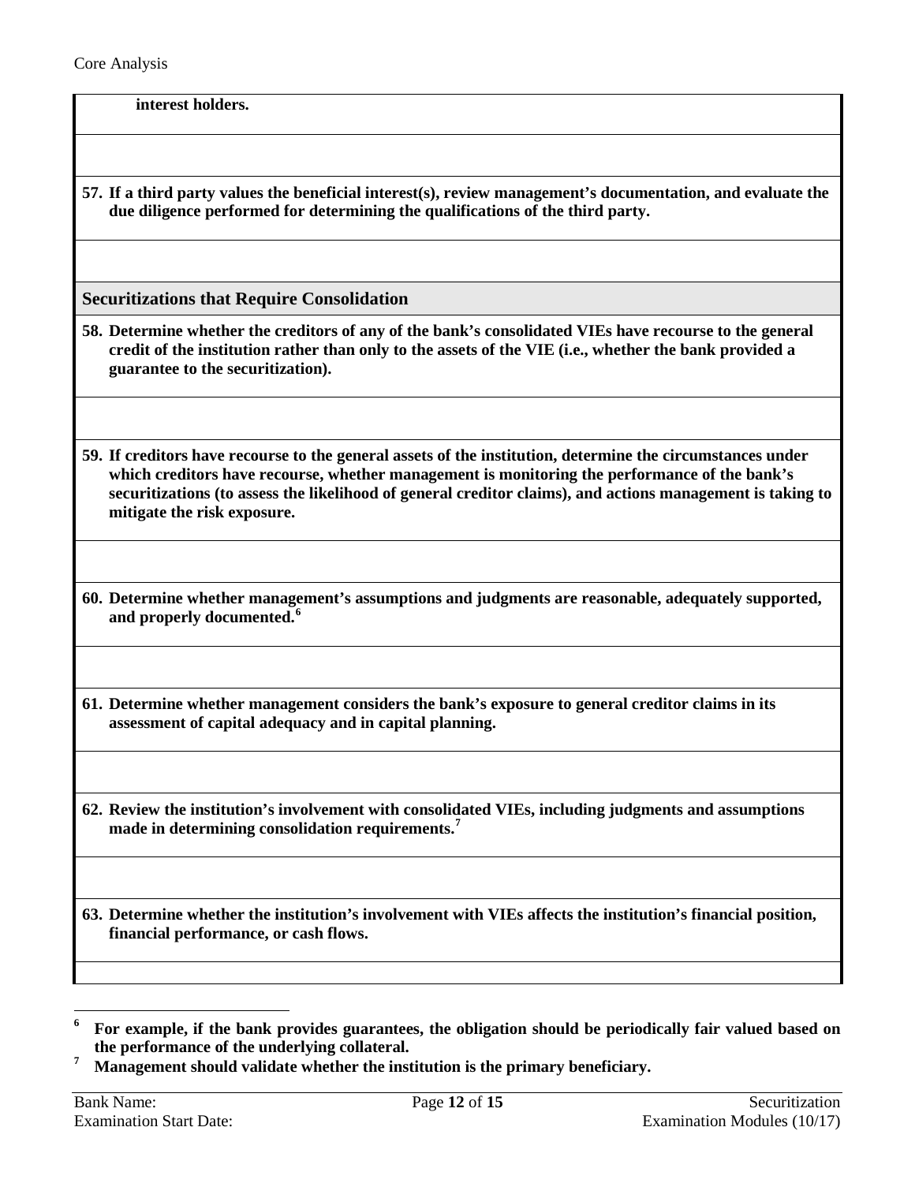**interest holders.**

**57. If a third party values the beneficial interest(s), review management's documentation, and evaluate the due diligence performed for determining the qualifications of the third party.**

## Securitizations that Require Consolidation

**58. Determine whether the creditors of any of the bank's consolidated VIEs have recourse to the general credit of the institution rather than only to the assets of the VIE (i.e., whether the bank provided a guarantee to the securitization).**

**59. If creditors have recourse to the general assets of the institution, determine the circumstances under which creditors have recourse, whether management is monitoring the performance of the bank's securitizations (to assess the likelihood of general creditor claims), and actions management is taking to mitigate the risk exposure.**

**60. Determine whether management's assumptions and judgments are reasonable, adequately supported, and properly documented.[6]**

**61. Determine whether management considers the bank's exposure to general creditor claims in its assessment of capital adequacy and in capital planning.**

**62. Review the institution's involvement with consolidated VIEs, including judgments and assumptions made in determining consolidation requirements.[7]**

**63. Determine whether the institution's involvement with VIEs affects the institution's financial position, financial performance, or cash flows.**

---

[6] **For example, if the bank provides guarantees, the obligation should be periodically fair valued based on the performance of the underlying collateral.**

[7] **Management should validate whether the institution is the primary beneficiary.**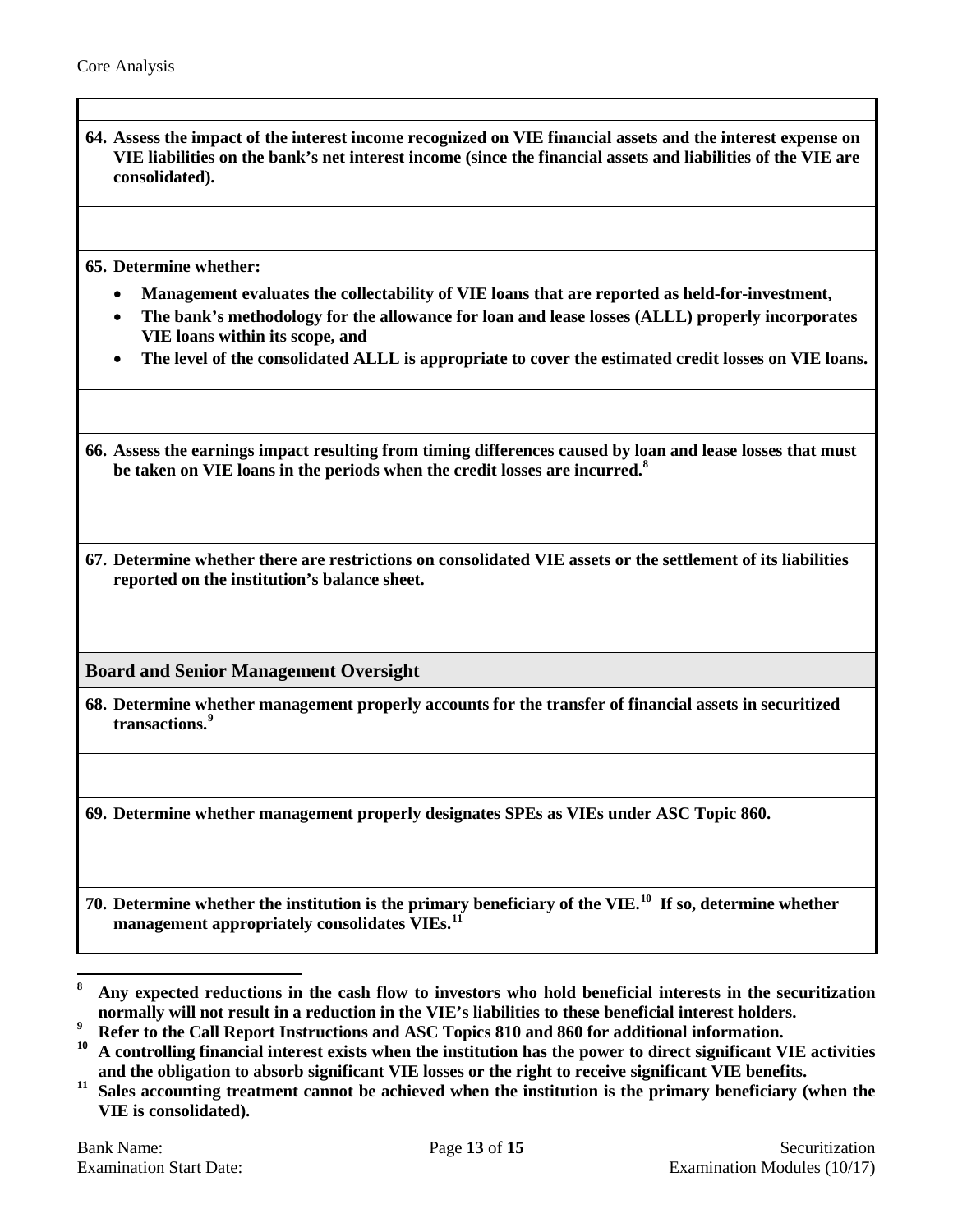**64. Assess the impact of the interest income recognized on VIE financial assets and the interest expense on VIE liabilities on the bank's net interest income (since the financial assets and liabilities of the VIE are consolidated).**

**65. Determine whether:**

- **Management evaluates the collectability of VIE loans that are reported as held-for-investment,**
- **The bank's methodology for the allowance for loan and lease losses (ALLL) properly incorporates VIE loans within its scope, and**
- **The level of the consolidated ALLL is appropriate to cover the estimated credit losses on VIE loans.**

**66. Assess the earnings impact resulting from timing differences caused by loan and lease losses that must be taken on VIE loans in the periods when the credit losses are incurred.[8]**

**67. Determine whether there are restrictions on consolidated VIE assets or the settlement of its liabilities reported on the institution's balance sheet.**

## Board and Senior Management Oversight

**68. Determine whether management properly accounts for the transfer of financial assets in securitized transactions.[9]**

**69. Determine whether management properly designates SPEs as VIEs under ASC Topic 860.**

**70. Determine whether the institution is the primary beneficiary of the VIE.[10] If so, determine whether management appropriately consolidates VIEs.[11]**

---

[8] **Any expected reductions in the cash flow to investors who hold beneficial interests in the securitization normally will not result in a reduction in the VIE's liabilities to these beneficial interest holders.**

[9] **Refer to the Call Report Instructions and ASC Topics 810 and 860 for additional information.**

[10] **A controlling financial interest exists when the institution has the power to direct significant VIE activities and the obligation to absorb significant VIE losses or the right to receive significant VIE benefits.**

[11] **Sales accounting treatment cannot be achieved when the institution is the primary beneficiary (when the VIE is consolidated).**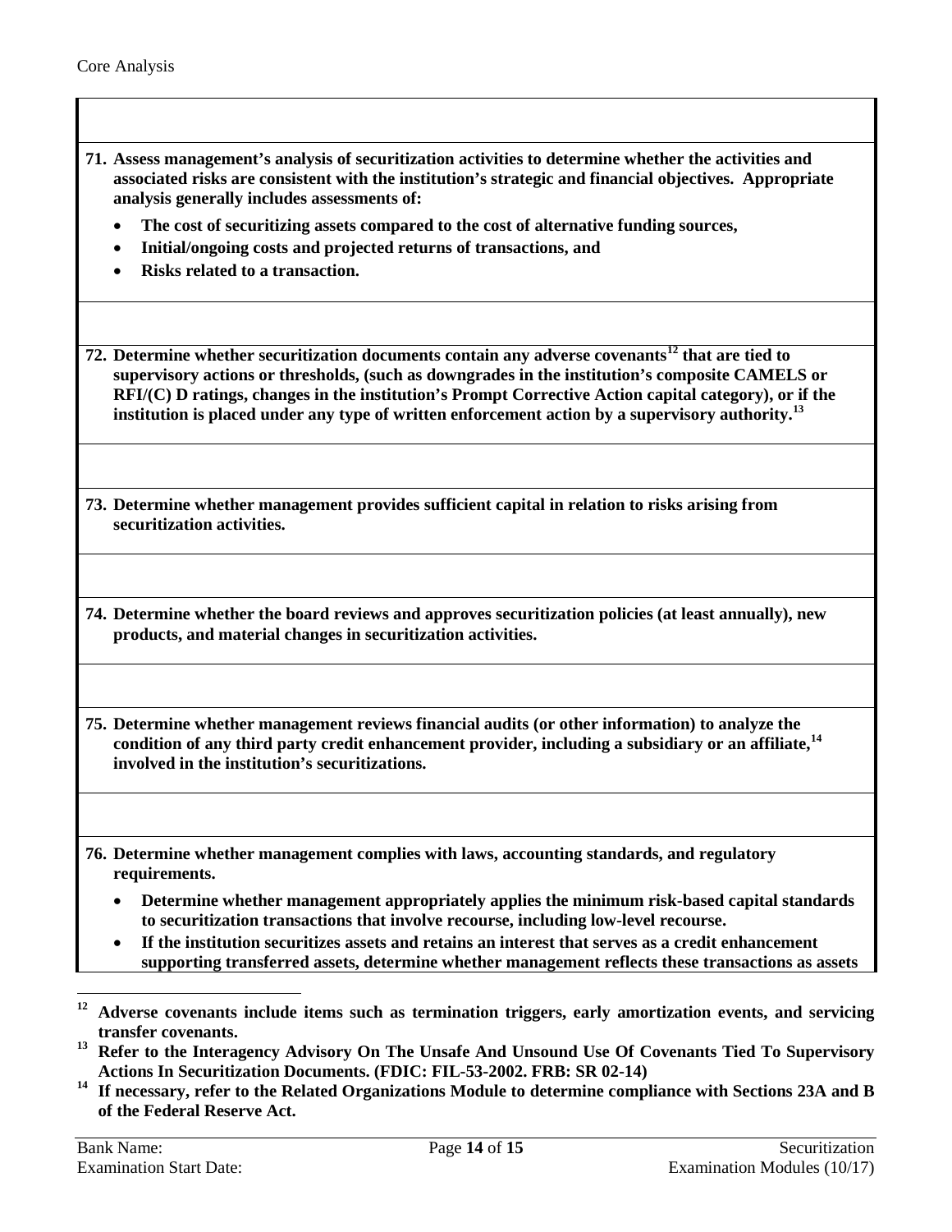**71. Assess management's analysis of securitization activities to determine whether the activities and associated risks are consistent with the institution's strategic and financial objectives. Appropriate analysis generally includes assessments of:**

- **The cost of securitizing assets compared to the cost of alternative funding sources,**
- **Initial/ongoing costs and projected returns of transactions, and**
- **Risks related to a transaction.**

**72. Determine whether securitization documents contain any adverse covenants[12] that are tied to supervisory actions or thresholds, (such as downgrades in the institution's composite CAMELS or RFI/(C) D ratings, changes in the institution's Prompt Corrective Action capital category), or if the institution is placed under any type of written enforcement action by a supervisory authority.[13]**

**73. Determine whether management provides sufficient capital in relation to risks arising from securitization activities.**

**74. Determine whether the board reviews and approves securitization policies (at least annually), new products, and material changes in securitization activities.**

**75. Determine whether management reviews financial audits (or other information) to analyze the condition of any third party credit enhancement provider, including a subsidiary or an affiliate,[14] involved in the institution's securitizations.**

**76. Determine whether management complies with laws, accounting standards, and regulatory requirements.**

- **Determine whether management appropriately applies the minimum risk-based capital standards to securitization transactions that involve recourse, including low-level recourse.**
- **If the institution securitizes assets and retains an interest that serves as a credit enhancement supporting transferred assets, determine whether management reflects these transactions as assets**

---

[12] **Adverse covenants include items such as termination triggers, early amortization events, and servicing transfer covenants.**

[13] **Refer to the Interagency Advisory On The Unsafe And Unsound Use Of Covenants Tied To Supervisory Actions In Securitization Documents. (FDIC: FIL-53-2002. FRB: SR 02-14)**

[14] **If necessary, refer to the Related Organizations Module to determine compliance with Sections 23A and B of the Federal Reserve Act.**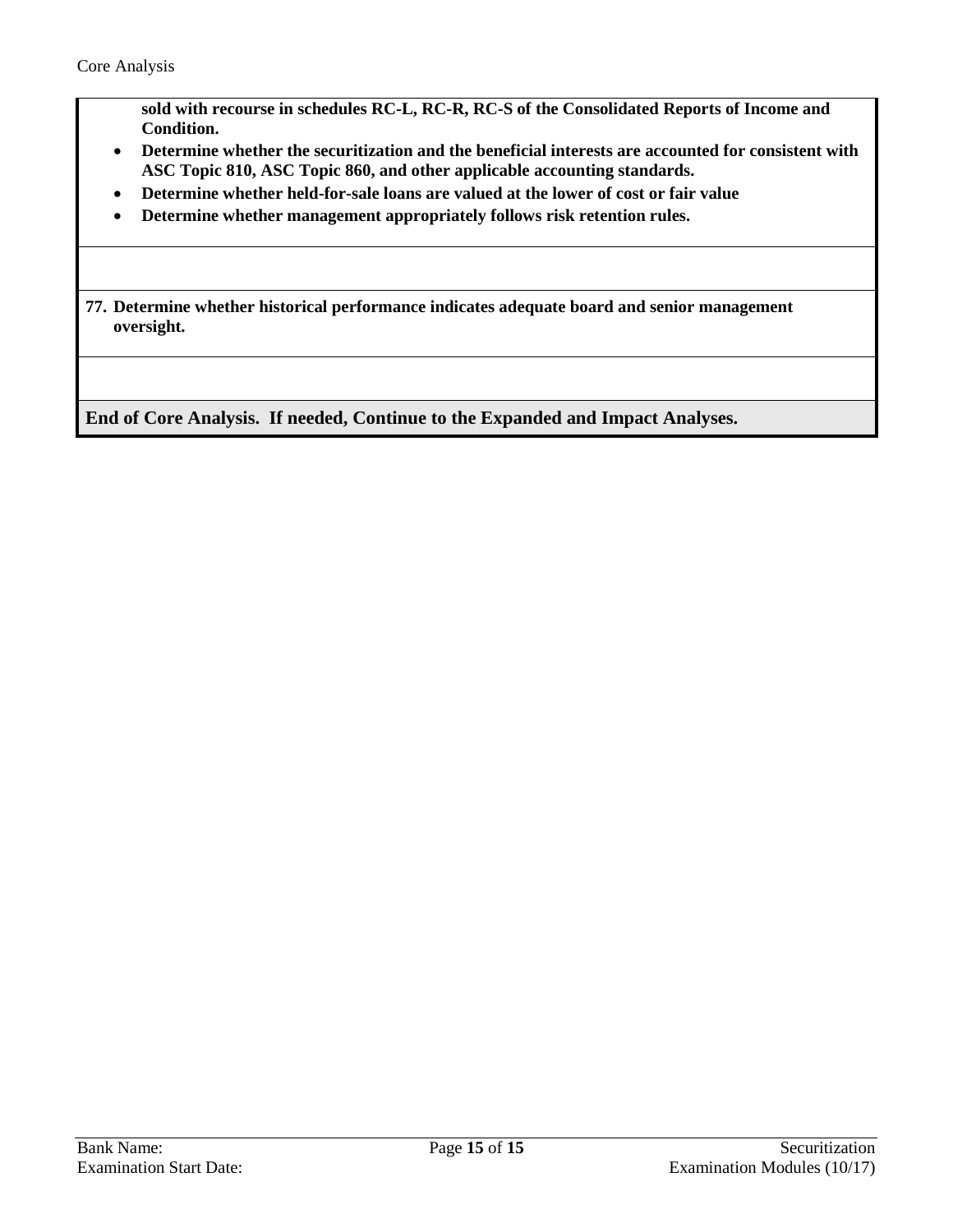**sold with recourse in schedules RC-L, RC-R, RC-S of the Consolidated Reports of Income and Condition.**

- **Determine whether the securitization and the beneficial interests are accounted for consistent with ASC Topic 810, ASC Topic 860, and other applicable accounting standards.**
- **Determine whether held-for-sale loans are valued at the lower of cost or fair value**
- **Determine whether management appropriately follows risk retention rules.**

**77. Determine whether historical performance indicates adequate board and senior management oversight.**

**End of Core Analysis. If needed, Continue to the Expanded and Impact Analyses.**